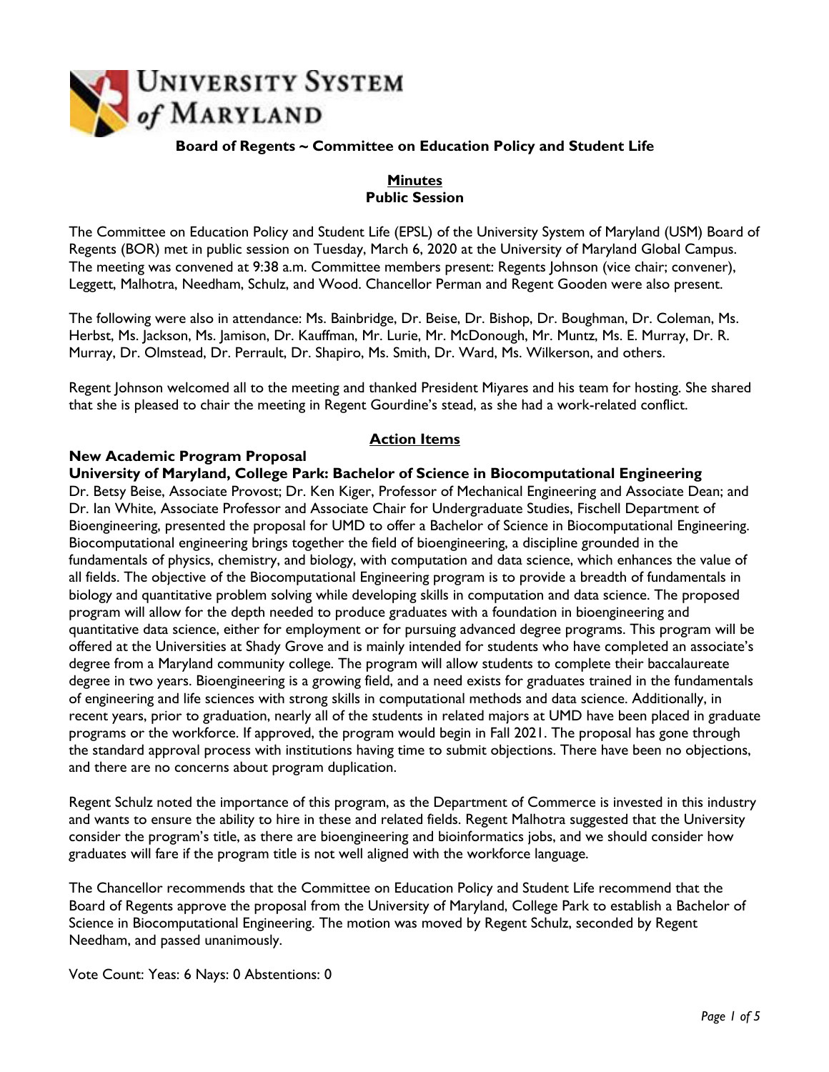# University System of Maryland

## Board of Regents ~ Committee on Education Policy and Student Life

**Minutes**
**Public Session**

The Committee on Education Policy and Student Life (EPSL) of the University System of Maryland (USM) Board of Regents (BOR) met in public session on Tuesday, March 6, 2020 at the University of Maryland Global Campus. The meeting was convened at 9:38 a.m. Committee members present: Regents Johnson (vice chair; convener), Leggett, Malhotra, Needham, Schulz, and Wood. Chancellor Perman and Regent Gooden were also present.

The following were also in attendance: Ms. Bainbridge, Dr. Beise, Dr. Bishop, Dr. Boughman, Dr. Coleman, Ms. Herbst, Ms. Jackson, Ms. Jamison, Dr. Kauffman, Mr. Lurie, Mr. McDonough, Mr. Muntz, Ms. E. Murray, Dr. R. Murray, Dr. Olmstead, Dr. Perrault, Dr. Shapiro, Ms. Smith, Dr. Ward, Ms. Wilkerson, and others.

Regent Johnson welcomed all to the meeting and thanked President Miyares and his team for hosting. She shared that she is pleased to chair the meeting in Regent Gourdine's stead, as she had a work-related conflict.

### Action Items

**New Academic Program Proposal**
**University of Maryland, College Park: Bachelor of Science in Biocomputational Engineering**

Dr. Betsy Beise, Associate Provost; Dr. Ken Kiger, Professor of Mechanical Engineering and Associate Dean; and Dr. Ian White, Associate Professor and Associate Chair for Undergraduate Studies, Fischell Department of Bioengineering, presented the proposal for UMD to offer a Bachelor of Science in Biocomputational Engineering. Biocomputational engineering brings together the field of bioengineering, a discipline grounded in the fundamentals of physics, chemistry, and biology, with computation and data science, which enhances the value of all fields. The objective of the Biocomputational Engineering program is to provide a breadth of fundamentals in biology and quantitative problem solving while developing skills in computation and data science. The proposed program will allow for the depth needed to produce graduates with a foundation in bioengineering and quantitative data science, either for employment or for pursuing advanced degree programs. This program will be offered at the Universities at Shady Grove and is mainly intended for students who have completed an associate's degree from a Maryland community college. The program will allow students to complete their baccalaureate degree in two years. Bioengineering is a growing field, and a need exists for graduates trained in the fundamentals of engineering and life sciences with strong skills in computational methods and data science. Additionally, in recent years, prior to graduation, nearly all of the students in related majors at UMD have been placed in graduate programs or the workforce. If approved, the program would begin in Fall 2021. The proposal has gone through the standard approval process with institutions having time to submit objections. There have been no objections, and there are no concerns about program duplication.

Regent Schulz noted the importance of this program, as the Department of Commerce is invested in this industry and wants to ensure the ability to hire in these and related fields. Regent Malhotra suggested that the University consider the program's title, as there are bioengineering and bioinformatics jobs, and we should consider how graduates will fare if the program title is not well aligned with the workforce language.

The Chancellor recommends that the Committee on Education Policy and Student Life recommend that the Board of Regents approve the proposal from the University of Maryland, College Park to establish a Bachelor of Science in Biocomputational Engineering. The motion was moved by Regent Schulz, seconded by Regent Needham, and passed unanimously.

Vote Count: Yeas: 6 Nays: 0 Abstentions: 0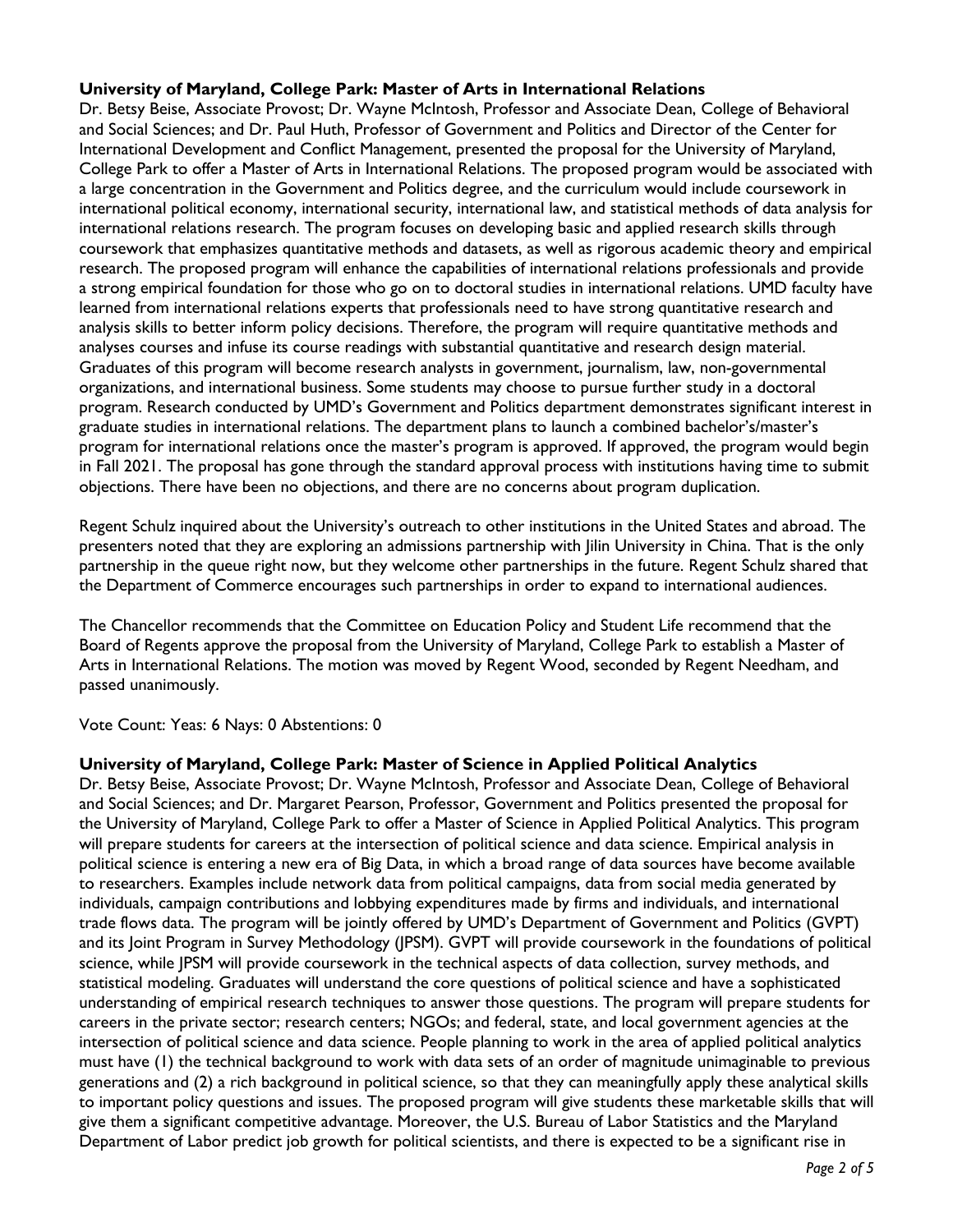**University of Maryland, College Park: Master of Arts in International Relations**

Dr. Betsy Beise, Associate Provost; Dr. Wayne McIntosh, Professor and Associate Dean, College of Behavioral and Social Sciences; and Dr. Paul Huth, Professor of Government and Politics and Director of the Center for International Development and Conflict Management, presented the proposal for the University of Maryland, College Park to offer a Master of Arts in International Relations. The proposed program would be associated with a large concentration in the Government and Politics degree, and the curriculum would include coursework in international political economy, international security, international law, and statistical methods of data analysis for international relations research. The program focuses on developing basic and applied research skills through coursework that emphasizes quantitative methods and datasets, as well as rigorous academic theory and empirical research. The proposed program will enhance the capabilities of international relations professionals and provide a strong empirical foundation for those who go on to doctoral studies in international relations. UMD faculty have learned from international relations experts that professionals need to have strong quantitative research and analysis skills to better inform policy decisions. Therefore, the program will require quantitative methods and analyses courses and infuse its course readings with substantial quantitative and research design material. Graduates of this program will become research analysts in government, journalism, law, non-governmental organizations, and international business. Some students may choose to pursue further study in a doctoral program. Research conducted by UMD's Government and Politics department demonstrates significant interest in graduate studies in international relations. The department plans to launch a combined bachelor's/master's program for international relations once the master's program is approved. If approved, the program would begin in Fall 2021. The proposal has gone through the standard approval process with institutions having time to submit objections. There have been no objections, and there are no concerns about program duplication.

Regent Schulz inquired about the University's outreach to other institutions in the United States and abroad. The presenters noted that they are exploring an admissions partnership with Jilin University in China. That is the only partnership in the queue right now, but they welcome other partnerships in the future. Regent Schulz shared that the Department of Commerce encourages such partnerships in order to expand to international audiences.

The Chancellor recommends that the Committee on Education Policy and Student Life recommend that the Board of Regents approve the proposal from the University of Maryland, College Park to establish a Master of Arts in International Relations. The motion was moved by Regent Wood, seconded by Regent Needham, and passed unanimously.

Vote Count: Yeas: 6 Nays: 0 Abstentions: 0

**University of Maryland, College Park: Master of Science in Applied Political Analytics**

Dr. Betsy Beise, Associate Provost; Dr. Wayne McIntosh, Professor and Associate Dean, College of Behavioral and Social Sciences; and Dr. Margaret Pearson, Professor, Government and Politics presented the proposal for the University of Maryland, College Park to offer a Master of Science in Applied Political Analytics. This program will prepare students for careers at the intersection of political science and data science. Empirical analysis in political science is entering a new era of Big Data, in which a broad range of data sources have become available to researchers. Examples include network data from political campaigns, data from social media generated by individuals, campaign contributions and lobbying expenditures made by firms and individuals, and international trade flows data. The program will be jointly offered by UMD's Department of Government and Politics (GVPT) and its Joint Program in Survey Methodology (JPSM). GVPT will provide coursework in the foundations of political science, while JPSM will provide coursework in the technical aspects of data collection, survey methods, and statistical modeling. Graduates will understand the core questions of political science and have a sophisticated understanding of empirical research techniques to answer those questions. The program will prepare students for careers in the private sector; research centers; NGOs; and federal, state, and local government agencies at the intersection of political science and data science. People planning to work in the area of applied political analytics must have (1) the technical background to work with data sets of an order of magnitude unimaginable to previous generations and (2) a rich background in political science, so that they can meaningfully apply these analytical skills to important policy questions and issues. The proposed program will give students these marketable skills that will give them a significant competitive advantage. Moreover, the U.S. Bureau of Labor Statistics and the Maryland Department of Labor predict job growth for political scientists, and there is expected to be a significant rise in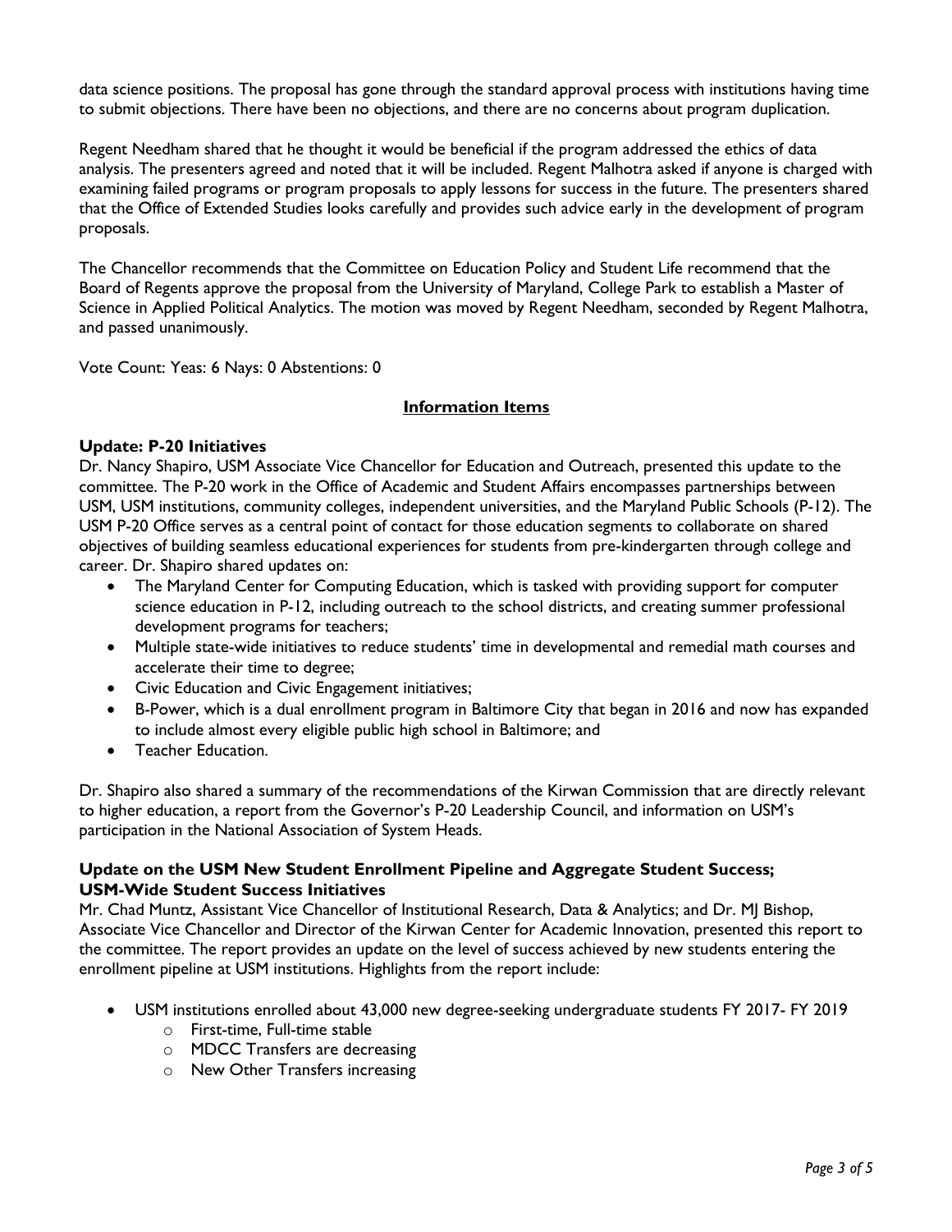data science positions. The proposal has gone through the standard approval process with institutions having time to submit objections. There have been no objections, and there are no concerns about program duplication.

Regent Needham shared that he thought it would be beneficial if the program addressed the ethics of data analysis. The presenters agreed and noted that it will be included. Regent Malhotra asked if anyone is charged with examining failed programs or program proposals to apply lessons for success in the future. The presenters shared that the Office of Extended Studies looks carefully and provides such advice early in the development of program proposals.

The Chancellor recommends that the Committee on Education Policy and Student Life recommend that the Board of Regents approve the proposal from the University of Maryland, College Park to establish a Master of Science in Applied Political Analytics. The motion was moved by Regent Needham, seconded by Regent Malhotra, and passed unanimously.

Vote Count: Yeas: 6 Nays: 0 Abstentions: 0

## Information Items

**Update: P-20 Initiatives**

Dr. Nancy Shapiro, USM Associate Vice Chancellor for Education and Outreach, presented this update to the committee. The P-20 work in the Office of Academic and Student Affairs encompasses partnerships between USM, USM institutions, community colleges, independent universities, and the Maryland Public Schools (P-12). The USM P-20 Office serves as a central point of contact for those education segments to collaborate on shared objectives of building seamless educational experiences for students from pre-kindergarten through college and career. Dr. Shapiro shared updates on:

- The Maryland Center for Computing Education, which is tasked with providing support for computer science education in P-12, including outreach to the school districts, and creating summer professional development programs for teachers;
- Multiple state-wide initiatives to reduce students' time in developmental and remedial math courses and accelerate their time to degree;
- Civic Education and Civic Engagement initiatives;
- B-Power, which is a dual enrollment program in Baltimore City that began in 2016 and now has expanded to include almost every eligible public high school in Baltimore; and
- Teacher Education.

Dr. Shapiro also shared a summary of the recommendations of the Kirwan Commission that are directly relevant to higher education, a report from the Governor's P-20 Leadership Council, and information on USM's participation in the National Association of System Heads.

**Update on the USM New Student Enrollment Pipeline and Aggregate Student Success; USM-Wide Student Success Initiatives**

Mr. Chad Muntz, Assistant Vice Chancellor of Institutional Research, Data & Analytics; and Dr. MJ Bishop, Associate Vice Chancellor and Director of the Kirwan Center for Academic Innovation, presented this report to the committee. The report provides an update on the level of success achieved by new students entering the enrollment pipeline at USM institutions. Highlights from the report include:

- USM institutions enrolled about 43,000 new degree-seeking undergraduate students FY 2017- FY 2019
  - First-time, Full-time stable
  - MDCC Transfers are decreasing
  - New Other Transfers increasing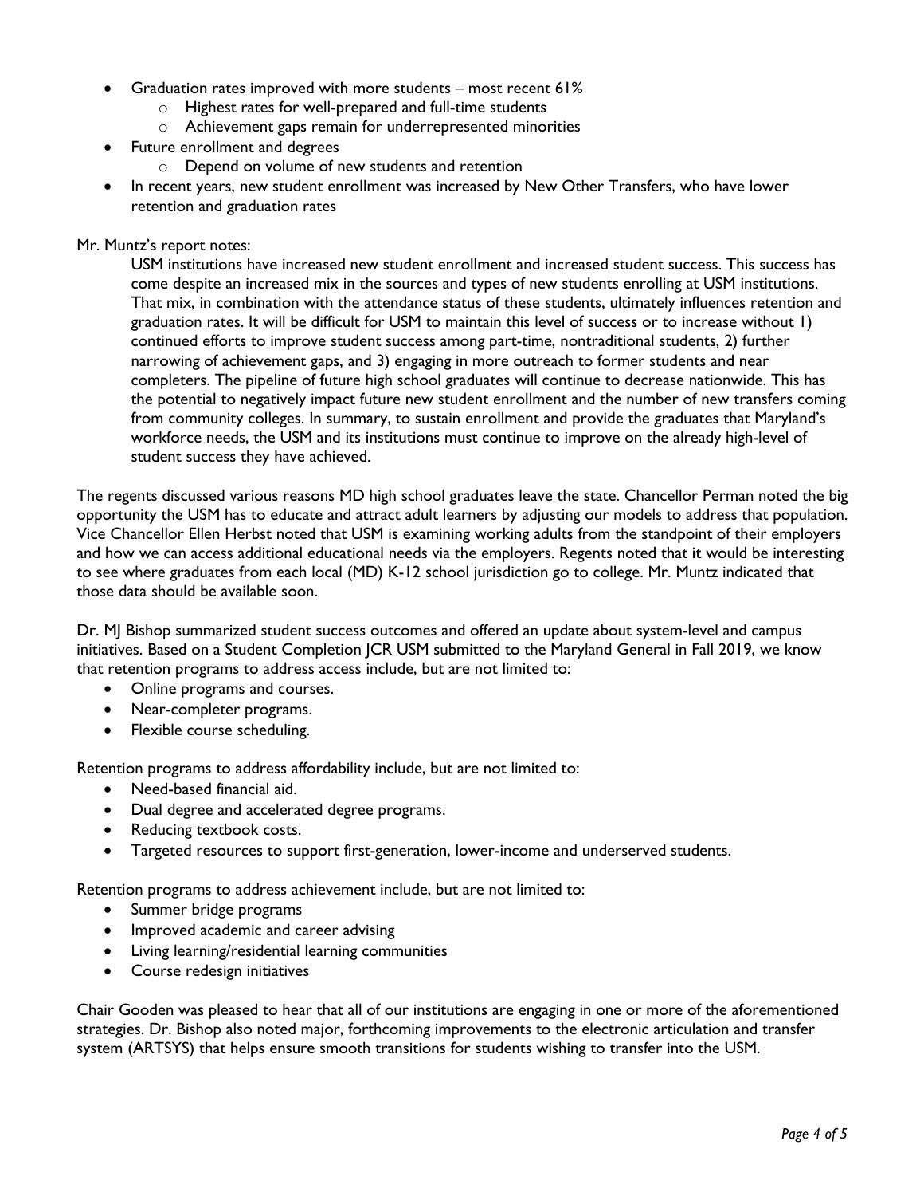- Graduation rates improved with more students – most recent 61%
    - Highest rates for well-prepared and full-time students
    - Achievement gaps remain for underrepresented minorities
- Future enrollment and degrees
    - Depend on volume of new students and retention
- In recent years, new student enrollment was increased by New Other Transfers, who have lower retention and graduation rates

Mr. Muntz's report notes:

> USM institutions have increased new student enrollment and increased student success. This success has come despite an increased mix in the sources and types of new students enrolling at USM institutions. That mix, in combination with the attendance status of these students, ultimately influences retention and graduation rates. It will be difficult for USM to maintain this level of success or to increase without 1) continued efforts to improve student success among part-time, nontraditional students, 2) further narrowing of achievement gaps, and 3) engaging in more outreach to former students and near completers. The pipeline of future high school graduates will continue to decrease nationwide. This has the potential to negatively impact future new student enrollment and the number of new transfers coming from community colleges. In summary, to sustain enrollment and provide the graduates that Maryland's workforce needs, the USM and its institutions must continue to improve on the already high-level of student success they have achieved.

The regents discussed various reasons MD high school graduates leave the state. Chancellor Perman noted the big opportunity the USM has to educate and attract adult learners by adjusting our models to address that population. Vice Chancellor Ellen Herbst noted that USM is examining working adults from the standpoint of their employers and how we can access additional educational needs via the employers. Regents noted that it would be interesting to see where graduates from each local (MD) K-12 school jurisdiction go to college. Mr. Muntz indicated that those data should be available soon.

Dr. MJ Bishop summarized student success outcomes and offered an update about system-level and campus initiatives. Based on a Student Completion JCR USM submitted to the Maryland General in Fall 2019, we know that retention programs to address access include, but are not limited to:

- Online programs and courses.
- Near-completer programs.
- Flexible course scheduling.

Retention programs to address affordability include, but are not limited to:

- Need-based financial aid.
- Dual degree and accelerated degree programs.
- Reducing textbook costs.
- Targeted resources to support first-generation, lower-income and underserved students.

Retention programs to address achievement include, but are not limited to:

- Summer bridge programs
- Improved academic and career advising
- Living learning/residential learning communities
- Course redesign initiatives

Chair Gooden was pleased to hear that all of our institutions are engaging in one or more of the aforementioned strategies. Dr. Bishop also noted major, forthcoming improvements to the electronic articulation and transfer system (ARTSYS) that helps ensure smooth transitions for students wishing to transfer into the USM.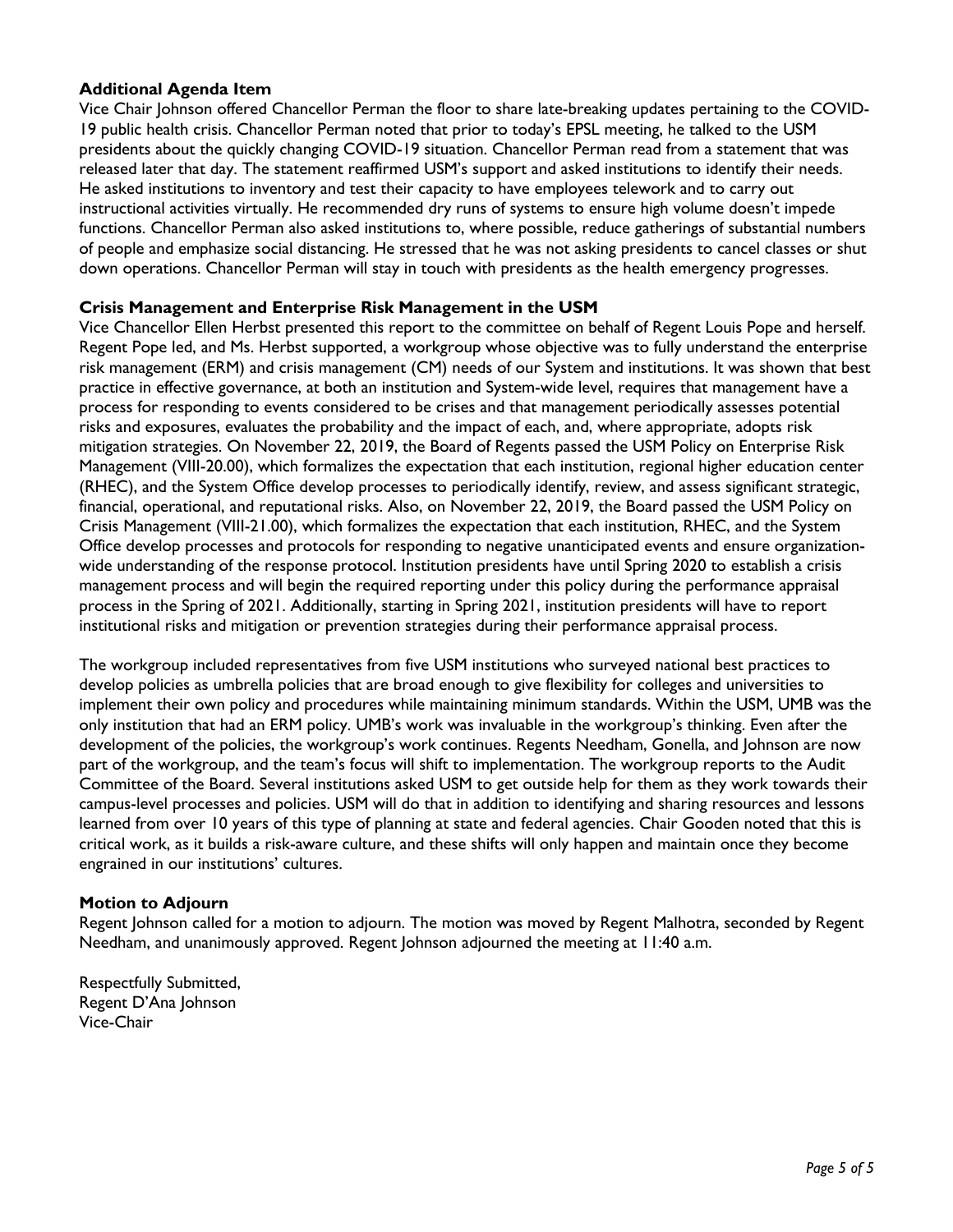**Additional Agenda Item**

Vice Chair Johnson offered Chancellor Perman the floor to share late-breaking updates pertaining to the COVID-19 public health crisis. Chancellor Perman noted that prior to today's EPSL meeting, he talked to the USM presidents about the quickly changing COVID-19 situation. Chancellor Perman read from a statement that was released later that day. The statement reaffirmed USM's support and asked institutions to identify their needs. He asked institutions to inventory and test their capacity to have employees telework and to carry out instructional activities virtually. He recommended dry runs of systems to ensure high volume doesn't impede functions. Chancellor Perman also asked institutions to, where possible, reduce gatherings of substantial numbers of people and emphasize social distancing. He stressed that he was not asking presidents to cancel classes or shut down operations. Chancellor Perman will stay in touch with presidents as the health emergency progresses.

**Crisis Management and Enterprise Risk Management in the USM**

Vice Chancellor Ellen Herbst presented this report to the committee on behalf of Regent Louis Pope and herself. Regent Pope led, and Ms. Herbst supported, a workgroup whose objective was to fully understand the enterprise risk management (ERM) and crisis management (CM) needs of our System and institutions. It was shown that best practice in effective governance, at both an institution and System-wide level, requires that management have a process for responding to events considered to be crises and that management periodically assesses potential risks and exposures, evaluates the probability and the impact of each, and, where appropriate, adopts risk mitigation strategies. On November 22, 2019, the Board of Regents passed the USM Policy on Enterprise Risk Management (VIII-20.00), which formalizes the expectation that each institution, regional higher education center (RHEC), and the System Office develop processes to periodically identify, review, and assess significant strategic, financial, operational, and reputational risks. Also, on November 22, 2019, the Board passed the USM Policy on Crisis Management (VIII-21.00), which formalizes the expectation that each institution, RHEC, and the System Office develop processes and protocols for responding to negative unanticipated events and ensure organization-wide understanding of the response protocol. Institution presidents have until Spring 2020 to establish a crisis management process and will begin the required reporting under this policy during the performance appraisal process in the Spring of 2021. Additionally, starting in Spring 2021, institution presidents will have to report institutional risks and mitigation or prevention strategies during their performance appraisal process.

The workgroup included representatives from five USM institutions who surveyed national best practices to develop policies as umbrella policies that are broad enough to give flexibility for colleges and universities to implement their own policy and procedures while maintaining minimum standards. Within the USM, UMB was the only institution that had an ERM policy. UMB's work was invaluable in the workgroup's thinking. Even after the development of the policies, the workgroup's work continues. Regents Needham, Gonella, and Johnson are now part of the workgroup, and the team's focus will shift to implementation. The workgroup reports to the Audit Committee of the Board. Several institutions asked USM to get outside help for them as they work towards their campus-level processes and policies. USM will do that in addition to identifying and sharing resources and lessons learned from over 10 years of this type of planning at state and federal agencies. Chair Gooden noted that this is critical work, as it builds a risk-aware culture, and these shifts will only happen and maintain once they become engrained in our institutions' cultures.

**Motion to Adjourn**

Regent Johnson called for a motion to adjourn. The motion was moved by Regent Malhotra, seconded by Regent Needham, and unanimously approved. Regent Johnson adjourned the meeting at 11:40 a.m.

Respectfully Submitted,
Regent D'Ana Johnson
Vice-Chair